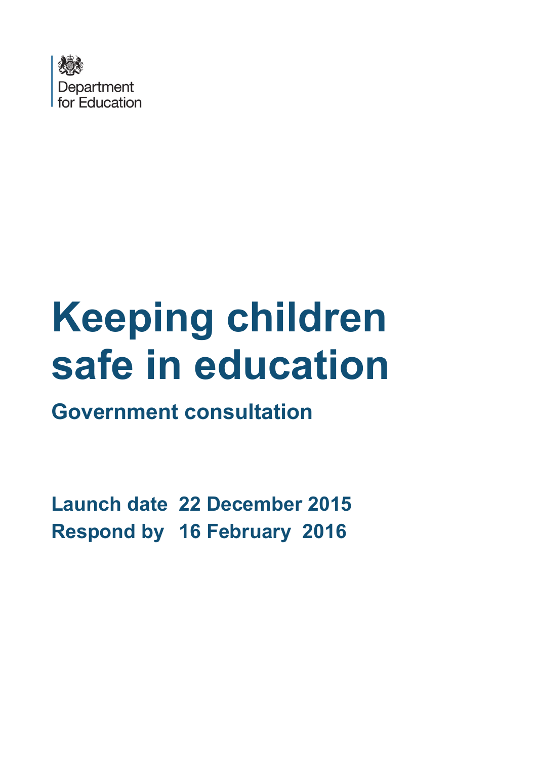Department
for Education

# Keeping children safe in education

## Government consultation

**Launch date 22 December 2015**
**Respond by 16 February 2016**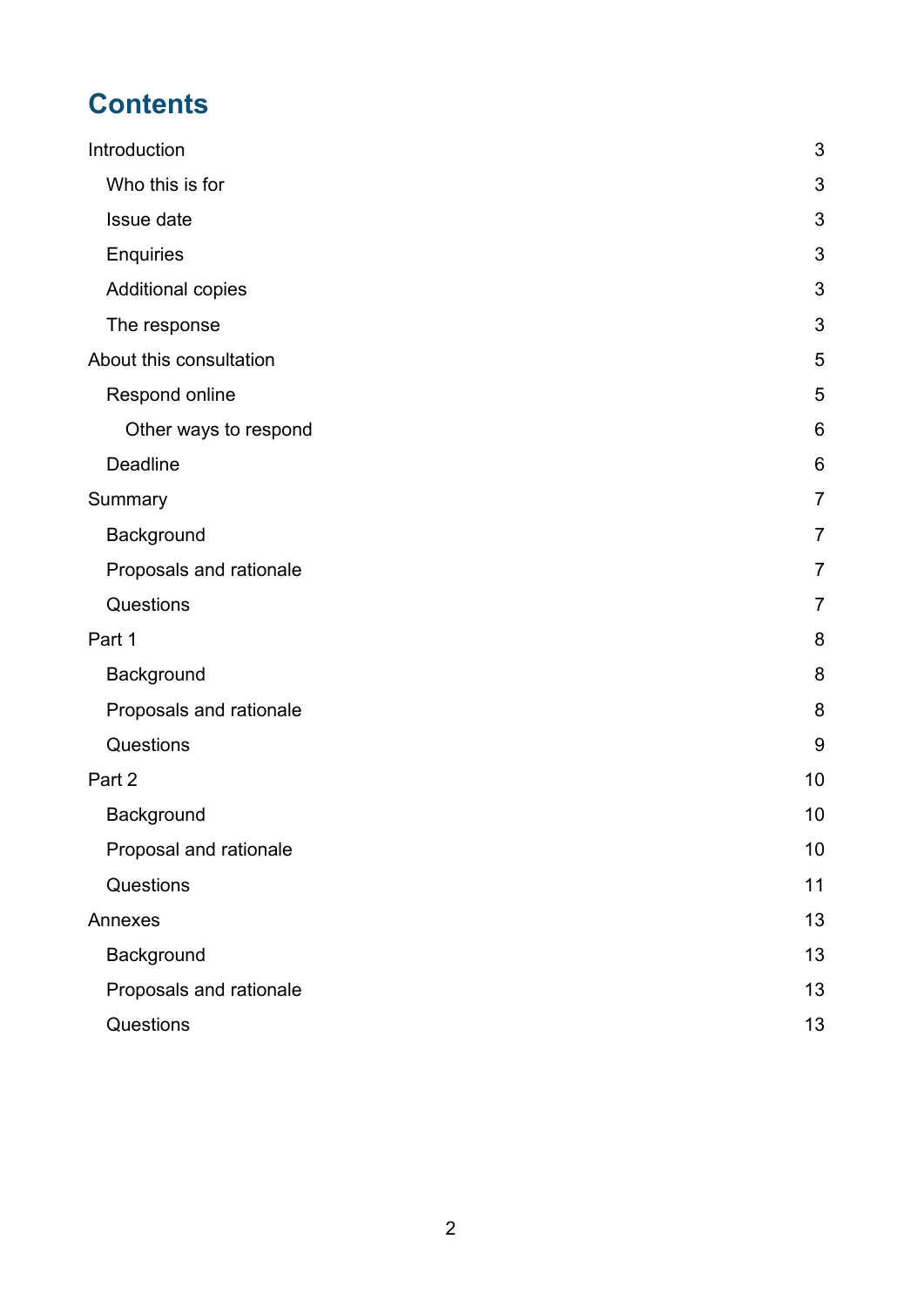# Contents

- Introduction 3
  - Who this is for 3
  - Issue date 3
  - Enquiries 3
  - Additional copies 3
  - The response 3
- About this consultation 5
  - Respond online 5
    - Other ways to respond 6
  - Deadline 6
- Summary 7
  - Background 7
  - Proposals and rationale 7
  - Questions 7
- Part 1 8
  - Background 8
  - Proposals and rationale 8
  - Questions 9
- Part 2 10
  - Background 10
  - Proposal and rationale 10
  - Questions 11
- Annexes 13
  - Background 13
  - Proposals and rationale 13
  - Questions 13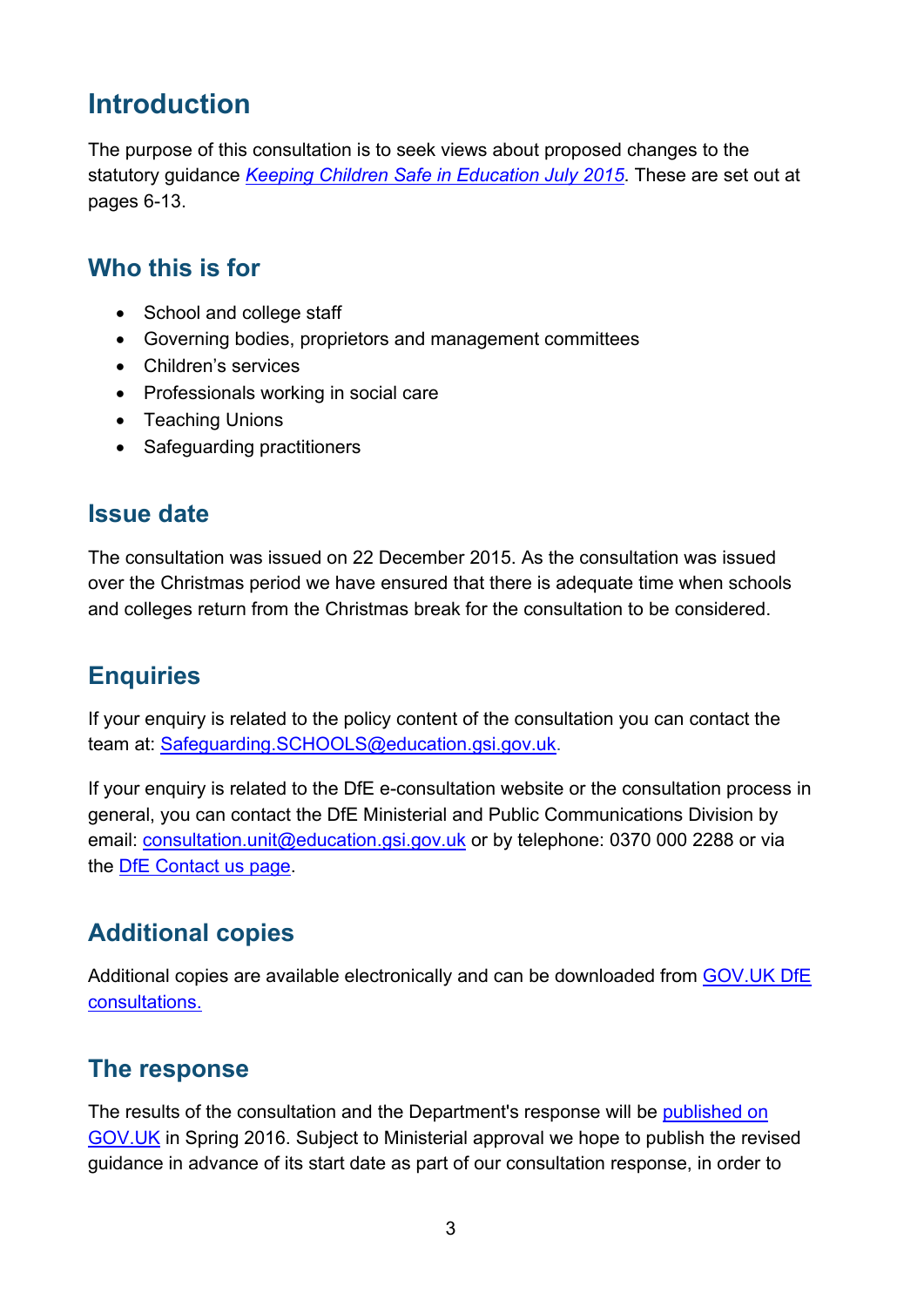# Introduction

The purpose of this consultation is to seek views about proposed changes to the statutory guidance [*Keeping Children Safe in Education July 2015*](). These are set out at pages 6-13.

## Who this is for

- School and college staff
- Governing bodies, proprietors and management committees
- Children's services
- Professionals working in social care
- Teaching Unions
- Safeguarding practitioners

## Issue date

The consultation was issued on 22 December 2015. As the consultation was issued over the Christmas period we have ensured that there is adequate time when schools and colleges return from the Christmas break for the consultation to be considered.

## Enquiries

If your enquiry is related to the policy content of the consultation you can contact the team at: Safeguarding.SCHOOLS@education.gsi.gov.uk.

If your enquiry is related to the DfE e-consultation website or the consultation process in general, you can contact the DfE Ministerial and Public Communications Division by email: consultation.unit@education.gsi.gov.uk or by telephone: 0370 000 2288 or via the DfE Contact us page.

## Additional copies

Additional copies are available electronically and can be downloaded from GOV.UK DfE consultations.

## The response

The results of the consultation and the Department's response will be published on GOV.UK in Spring 2016. Subject to Ministerial approval we hope to publish the revised guidance in advance of its start date as part of our consultation response, in order to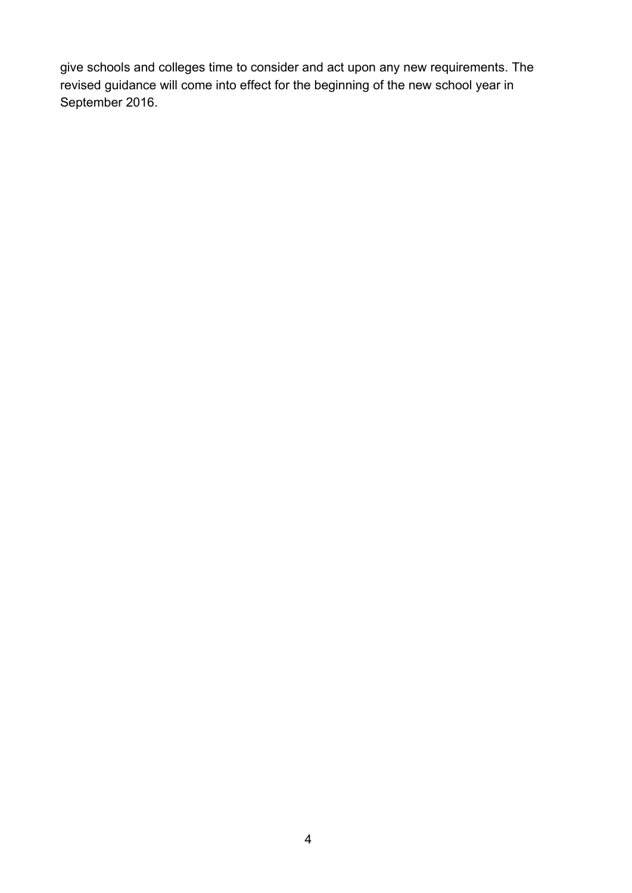give schools and colleges time to consider and act upon any new requirements. The revised guidance will come into effect for the beginning of the new school year in September 2016.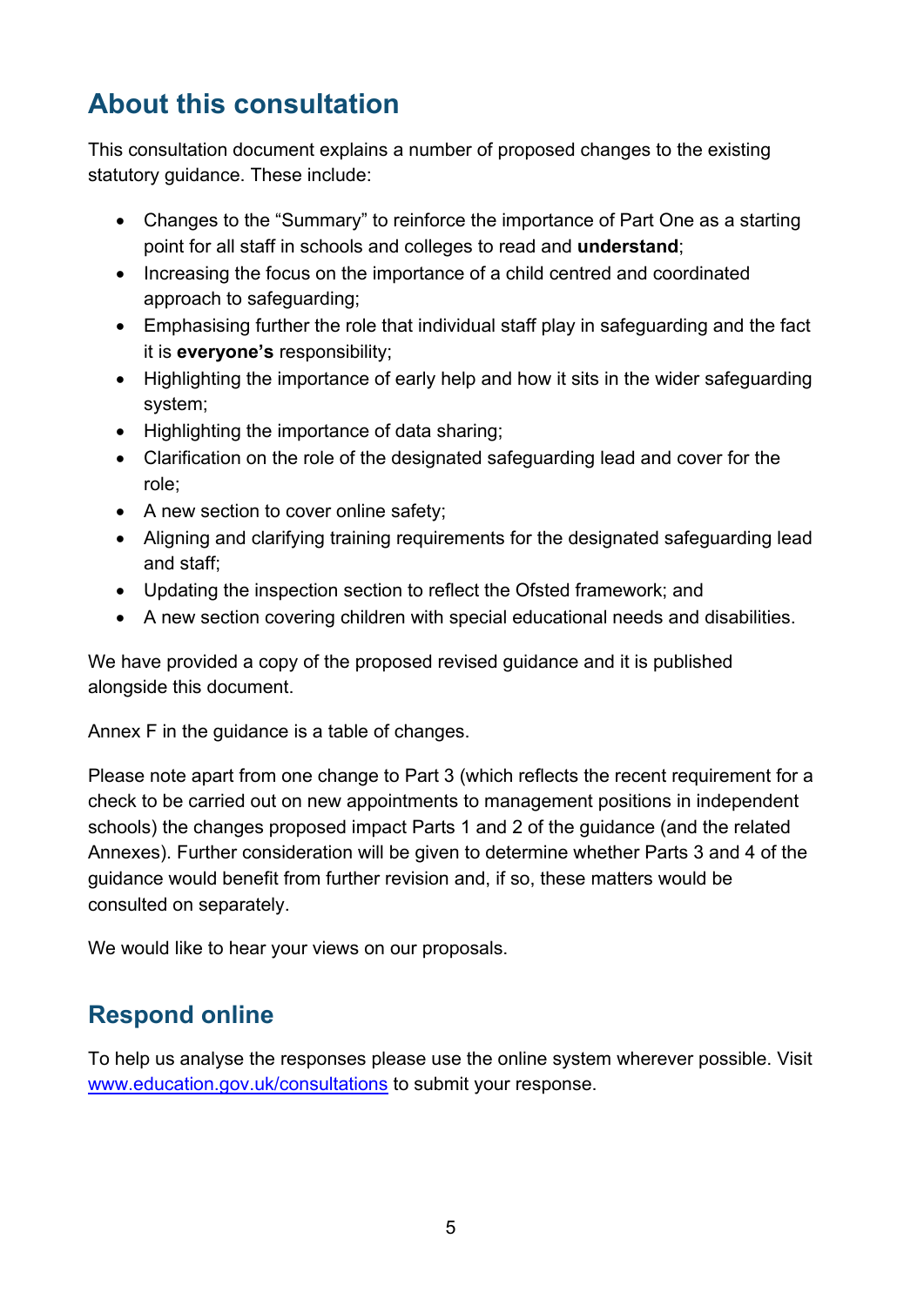## About this consultation

This consultation document explains a number of proposed changes to the existing statutory guidance. These include:

- Changes to the "Summary" to reinforce the importance of Part One as a starting point for all staff in schools and colleges to read and **understand**;
- Increasing the focus on the importance of a child centred and coordinated approach to safeguarding;
- Emphasising further the role that individual staff play in safeguarding and the fact it is **everyone's** responsibility;
- Highlighting the importance of early help and how it sits in the wider safeguarding system;
- Highlighting the importance of data sharing;
- Clarification on the role of the designated safeguarding lead and cover for the role;
- A new section to cover online safety;
- Aligning and clarifying training requirements for the designated safeguarding lead and staff;
- Updating the inspection section to reflect the Ofsted framework; and
- A new section covering children with special educational needs and disabilities.

We have provided a copy of the proposed revised guidance and it is published alongside this document.

Annex F in the guidance is a table of changes.

Please note apart from one change to Part 3 (which reflects the recent requirement for a check to be carried out on new appointments to management positions in independent schools) the changes proposed impact Parts 1 and 2 of the guidance (and the related Annexes). Further consideration will be given to determine whether Parts 3 and 4 of the guidance would benefit from further revision and, if so, these matters would be consulted on separately.

We would like to hear your views on our proposals.

## Respond online

To help us analyse the responses please use the online system wherever possible. Visit [www.education.gov.uk/consultations](http://www.education.gov.uk/consultations) to submit your response.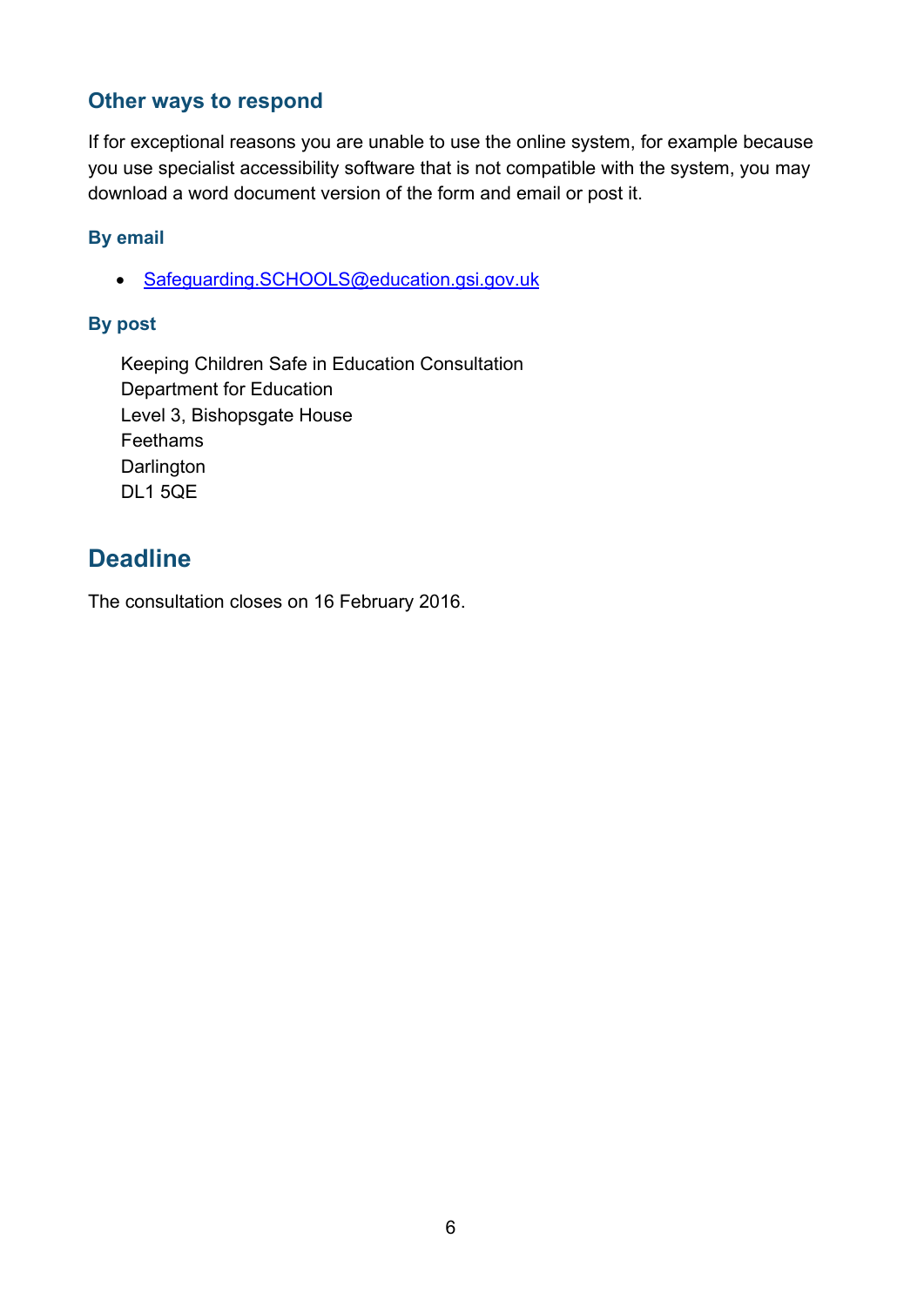## Other ways to respond

If for exceptional reasons you are unable to use the online system, for example because you use specialist accessibility software that is not compatible with the system, you may download a word document version of the form and email or post it.

### By email

- Safeguarding.SCHOOLS@education.gsi.gov.uk

### By post

Keeping Children Safe in Education Consultation
Department for Education
Level 3, Bishopsgate House
Feethams
Darlington
DL1 5QE

# Deadline

The consultation closes on 16 February 2016.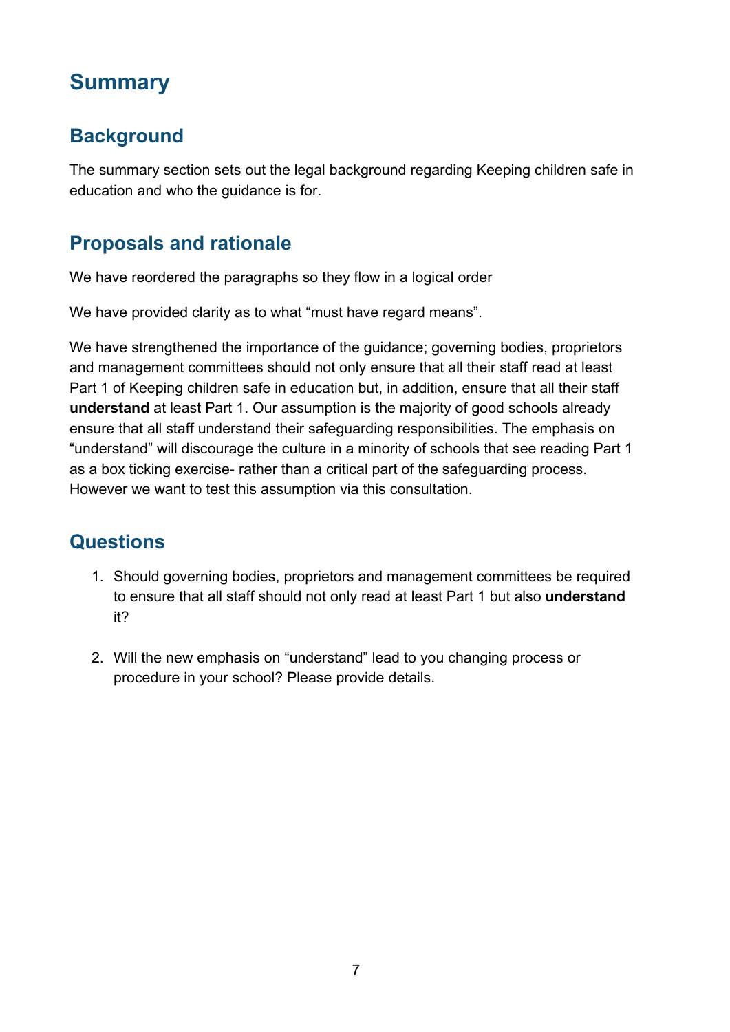# Summary

## Background

The summary section sets out the legal background regarding Keeping children safe in education and who the guidance is for.

## Proposals and rationale

We have reordered the paragraphs so they flow in a logical order

We have provided clarity as to what "must have regard means".

We have strengthened the importance of the guidance; governing bodies, proprietors and management committees should not only ensure that all their staff read at least Part 1 of Keeping children safe in education but, in addition, ensure that all their staff **understand** at least Part 1. Our assumption is the majority of good schools already ensure that all staff understand their safeguarding responsibilities. The emphasis on "understand" will discourage the culture in a minority of schools that see reading Part 1 as a box ticking exercise- rather than a critical part of the safeguarding process. However we want to test this assumption via this consultation.

## Questions

1. Should governing bodies, proprietors and management committees be required to ensure that all staff should not only read at least Part 1 but also **understand** it?

2. Will the new emphasis on "understand" lead to you changing process or procedure in your school? Please provide details.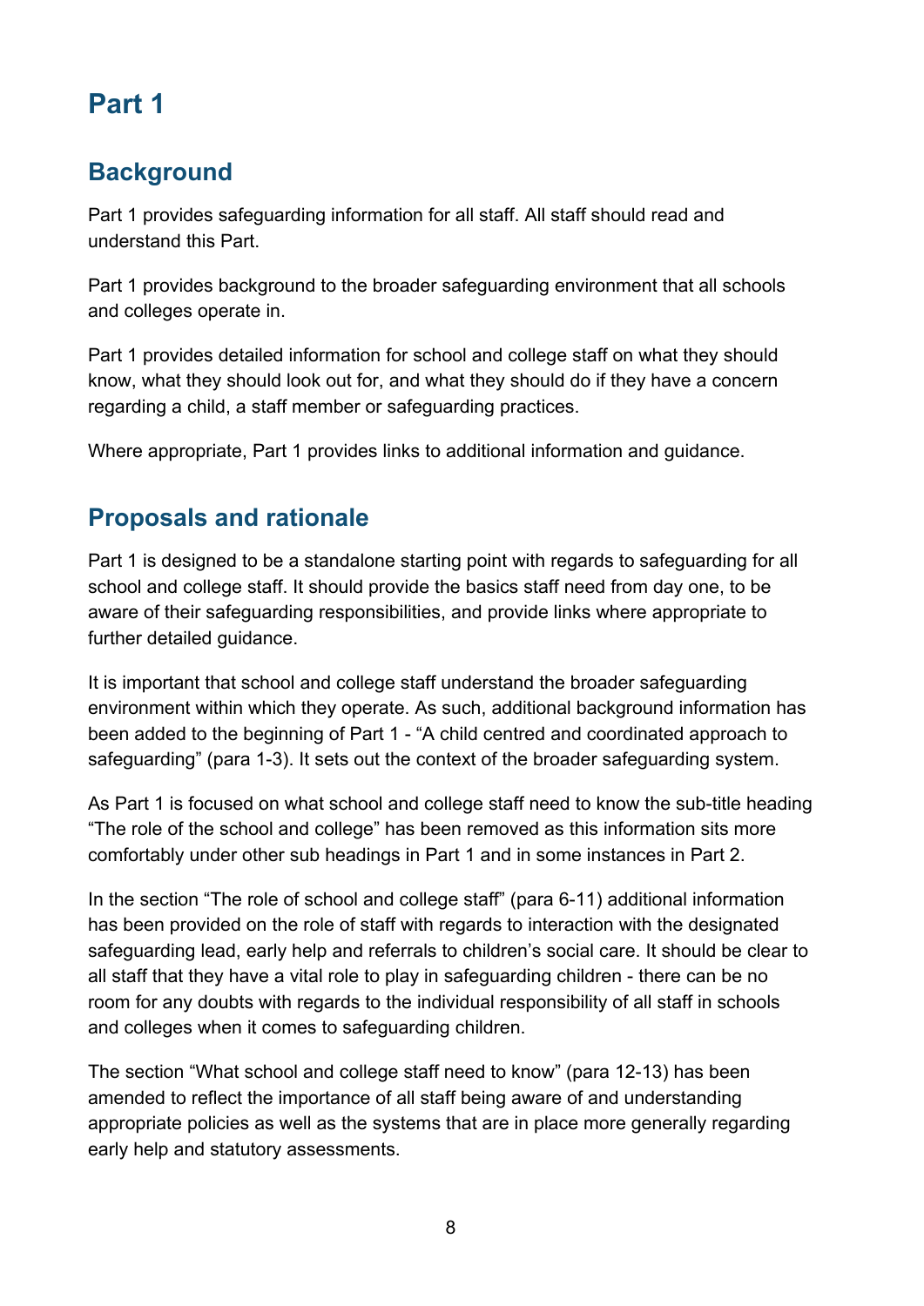# Part 1

## Background

Part 1 provides safeguarding information for all staff. All staff should read and understand this Part.

Part 1 provides background to the broader safeguarding environment that all schools and colleges operate in.

Part 1 provides detailed information for school and college staff on what they should know, what they should look out for, and what they should do if they have a concern regarding a child, a staff member or safeguarding practices.

Where appropriate, Part 1 provides links to additional information and guidance.

## Proposals and rationale

Part 1 is designed to be a standalone starting point with regards to safeguarding for all school and college staff. It should provide the basics staff need from day one, to be aware of their safeguarding responsibilities, and provide links where appropriate to further detailed guidance.

It is important that school and college staff understand the broader safeguarding environment within which they operate. As such, additional background information has been added to the beginning of Part 1 - "A child centred and coordinated approach to safeguarding" (para 1-3). It sets out the context of the broader safeguarding system.

As Part 1 is focused on what school and college staff need to know the sub-title heading "The role of the school and college" has been removed as this information sits more comfortably under other sub headings in Part 1 and in some instances in Part 2.

In the section "The role of school and college staff" (para 6-11) additional information has been provided on the role of staff with regards to interaction with the designated safeguarding lead, early help and referrals to children's social care. It should be clear to all staff that they have a vital role to play in safeguarding children - there can be no room for any doubts with regards to the individual responsibility of all staff in schools and colleges when it comes to safeguarding children.

The section "What school and college staff need to know" (para 12-13) has been amended to reflect the importance of all staff being aware of and understanding appropriate policies as well as the systems that are in place more generally regarding early help and statutory assessments.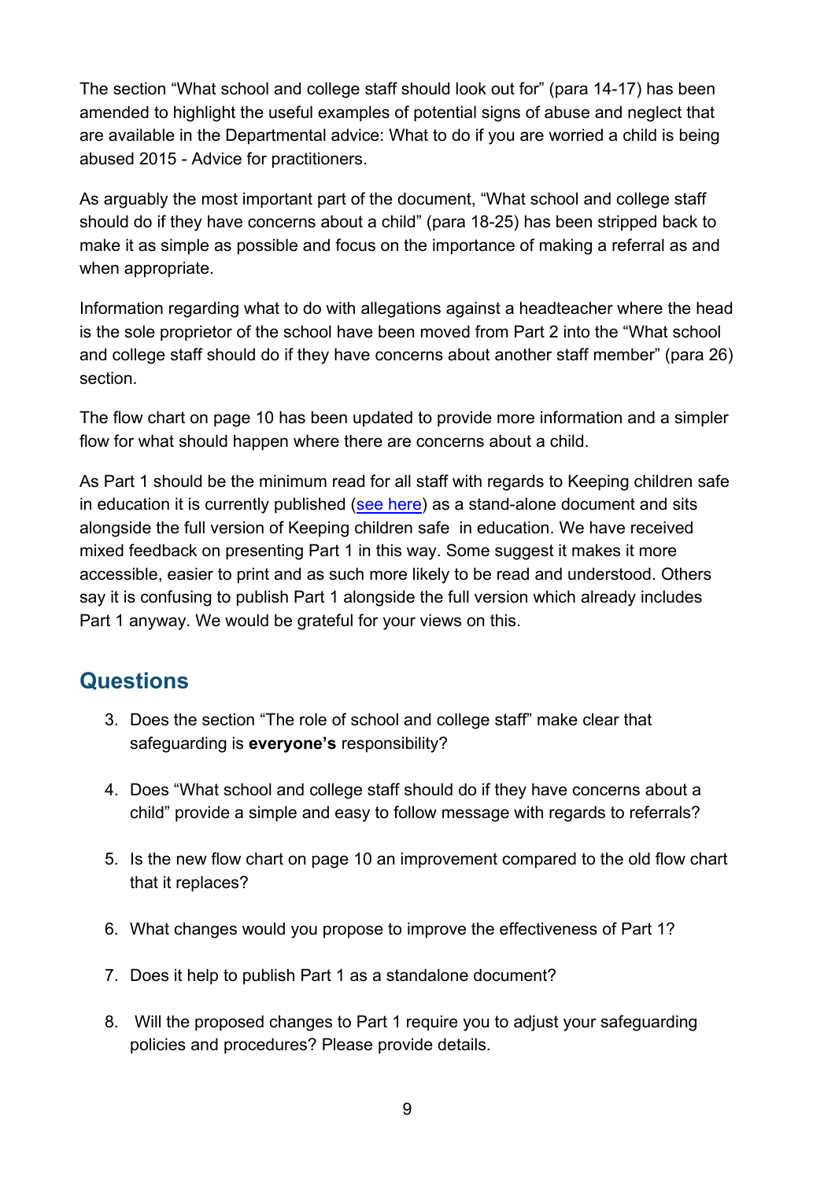The section “What school and college staff should look out for” (para 14-17) has been amended to highlight the useful examples of potential signs of abuse and neglect that are available in the Departmental advice: What to do if you are worried a child is being abused 2015 - Advice for practitioners.

As arguably the most important part of the document, “What school and college staff should do if they have concerns about a child” (para 18-25) has been stripped back to make it as simple as possible and focus on the importance of making a referral as and when appropriate.

Information regarding what to do with allegations against a headteacher where the head is the sole proprietor of the school have been moved from Part 2 into the “What school and college staff should do if they have concerns about another staff member” (para 26) section.

The flow chart on page 10 has been updated to provide more information and a simpler flow for what should happen where there are concerns about a child.

As Part 1 should be the minimum read for all staff with regards to Keeping children safe in education it is currently published (see here) as a stand-alone document and sits alongside the full version of Keeping children safe in education. We have received mixed feedback on presenting Part 1 in this way. Some suggest it makes it more accessible, easier to print and as such more likely to be read and understood. Others say it is confusing to publish Part 1 alongside the full version which already includes Part 1 anyway. We would be grateful for your views on this.

## Questions

3. Does the section “The role of school and college staff” make clear that safeguarding is **everyone’s** responsibility?

4. Does “What school and college staff should do if they have concerns about a child” provide a simple and easy to follow message with regards to referrals?

5. Is the new flow chart on page 10 an improvement compared to the old flow chart that it replaces?

6. What changes would you propose to improve the effectiveness of Part 1?

7. Does it help to publish Part 1 as a standalone document?

8. Will the proposed changes to Part 1 require you to adjust your safeguarding policies and procedures? Please provide details.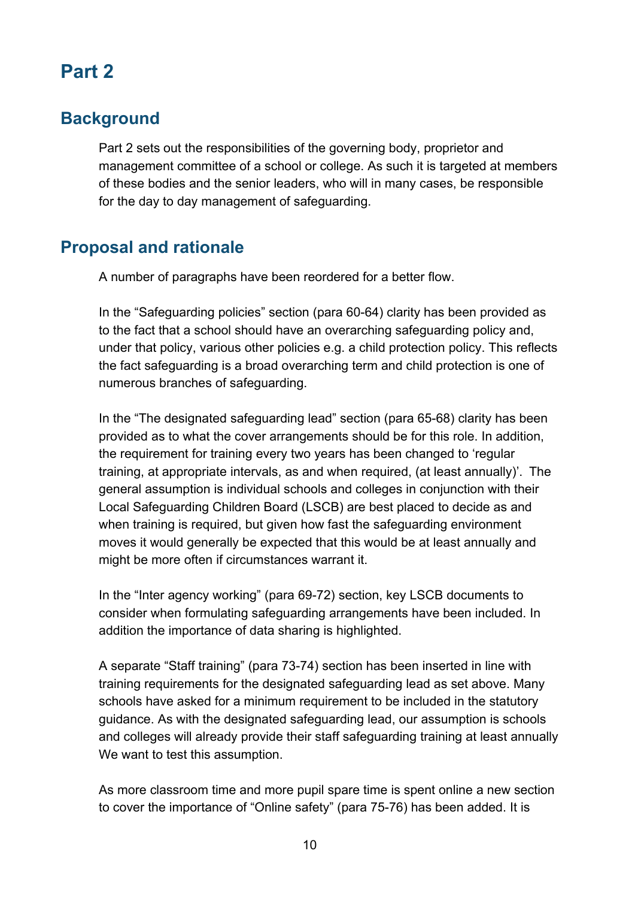# Part 2

## Background

Part 2 sets out the responsibilities of the governing body, proprietor and management committee of a school or college. As such it is targeted at members of these bodies and the senior leaders, who will in many cases, be responsible for the day to day management of safeguarding.

## Proposal and rationale

A number of paragraphs have been reordered for a better flow.

In the "Safeguarding policies" section (para 60-64) clarity has been provided as to the fact that a school should have an overarching safeguarding policy and, under that policy, various other policies e.g. a child protection policy. This reflects the fact safeguarding is a broad overarching term and child protection is one of numerous branches of safeguarding.

In the "The designated safeguarding lead" section (para 65-68) clarity has been provided as to what the cover arrangements should be for this role. In addition, the requirement for training every two years has been changed to 'regular training, at appropriate intervals, as and when required, (at least annually)'. The general assumption is individual schools and colleges in conjunction with their Local Safeguarding Children Board (LSCB) are best placed to decide as and when training is required, but given how fast the safeguarding environment moves it would generally be expected that this would be at least annually and might be more often if circumstances warrant it.

In the "Inter agency working" (para 69-72) section, key LSCB documents to consider when formulating safeguarding arrangements have been included. In addition the importance of data sharing is highlighted.

A separate "Staff training" (para 73-74) section has been inserted in line with training requirements for the designated safeguarding lead as set above. Many schools have asked for a minimum requirement to be included in the statutory guidance. As with the designated safeguarding lead, our assumption is schools and colleges will already provide their staff safeguarding training at least annually We want to test this assumption.

As more classroom time and more pupil spare time is spent online a new section to cover the importance of "Online safety" (para 75-76) has been added. It is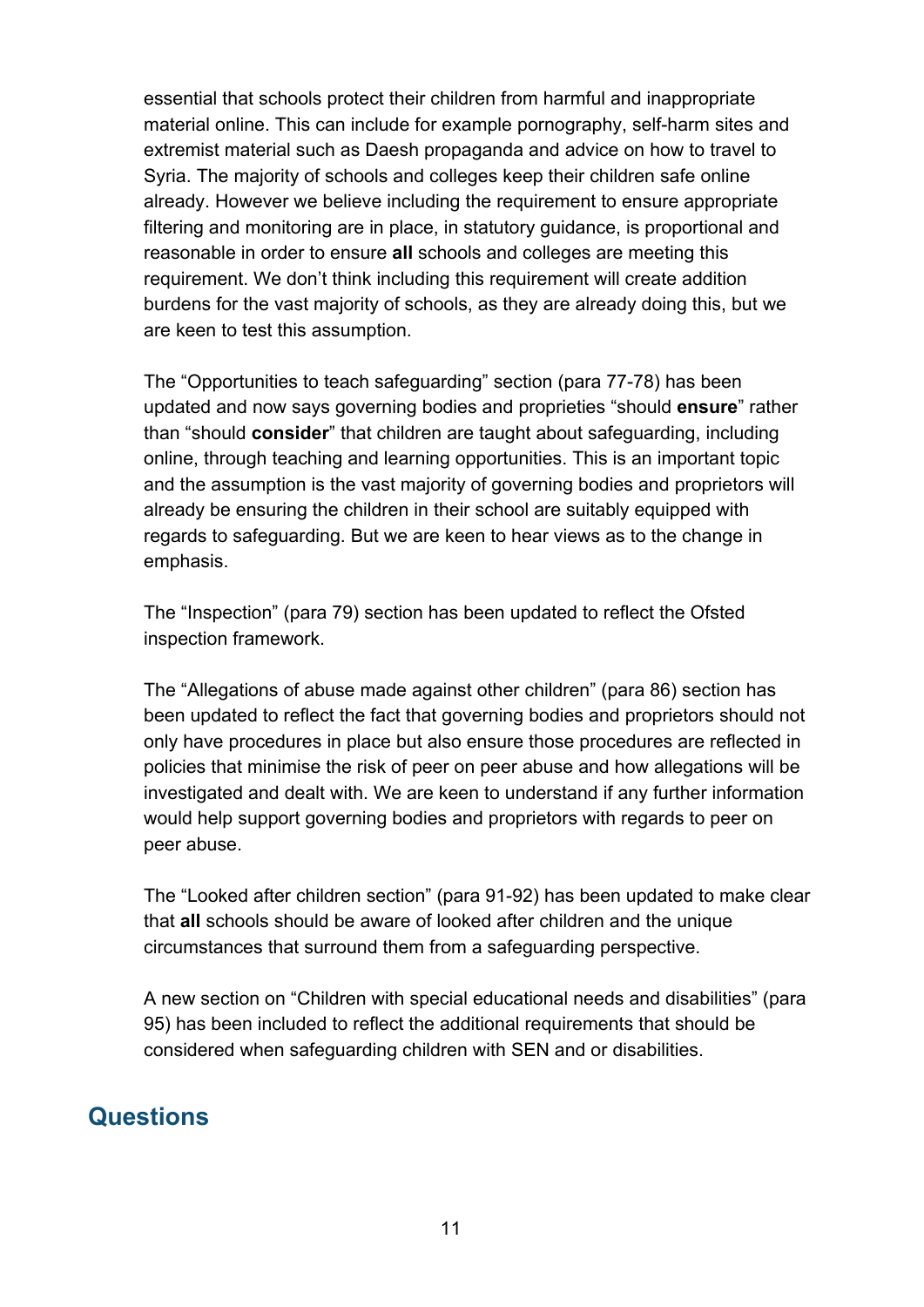essential that schools protect their children from harmful and inappropriate material online. This can include for example pornography, self-harm sites and extremist material such as Daesh propaganda and advice on how to travel to Syria. The majority of schools and colleges keep their children safe online already. However we believe including the requirement to ensure appropriate filtering and monitoring are in place, in statutory guidance, is proportional and reasonable in order to ensure **all** schools and colleges are meeting this requirement. We don't think including this requirement will create addition burdens for the vast majority of schools, as they are already doing this, but we are keen to test this assumption.

The "Opportunities to teach safeguarding" section (para 77-78) has been updated and now says governing bodies and proprieties "should **ensure**" rather than "should **consider**" that children are taught about safeguarding, including online, through teaching and learning opportunities. This is an important topic and the assumption is the vast majority of governing bodies and proprietors will already be ensuring the children in their school are suitably equipped with regards to safeguarding. But we are keen to hear views as to the change in emphasis.

The "Inspection" (para 79) section has been updated to reflect the Ofsted inspection framework.

The "Allegations of abuse made against other children" (para 86) section has been updated to reflect the fact that governing bodies and proprietors should not only have procedures in place but also ensure those procedures are reflected in policies that minimise the risk of peer on peer abuse and how allegations will be investigated and dealt with. We are keen to understand if any further information would help support governing bodies and proprietors with regards to peer on peer abuse.

The "Looked after children section" (para 91-92) has been updated to make clear that **all** schools should be aware of looked after children and the unique circumstances that surround them from a safeguarding perspective.

A new section on "Children with special educational needs and disabilities" (para 95) has been included to reflect the additional requirements that should be considered when safeguarding children with SEN and or disabilities.

## Questions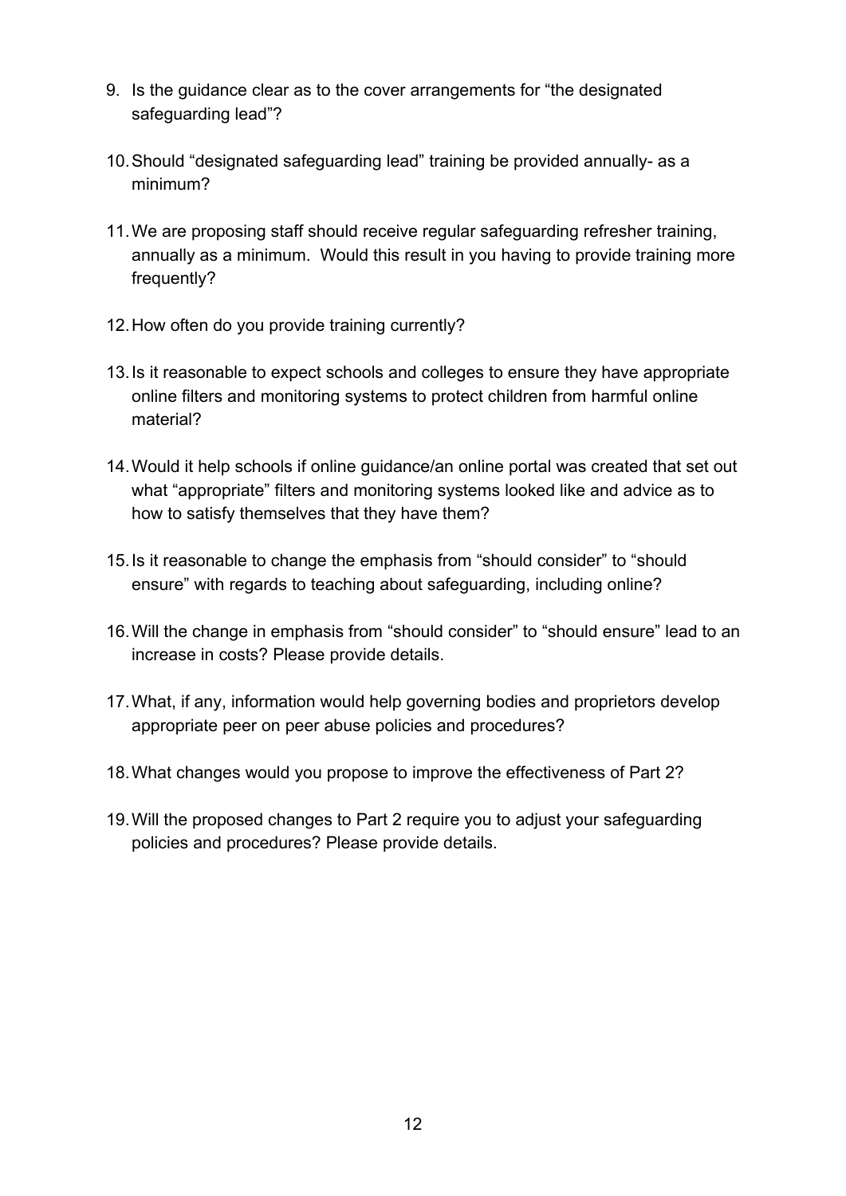9. Is the guidance clear as to the cover arrangements for “the designated safeguarding lead”?

10. Should “designated safeguarding lead” training be provided annually- as a minimum?

11. We are proposing staff should receive regular safeguarding refresher training, annually as a minimum. Would this result in you having to provide training more frequently?

12. How often do you provide training currently?

13. Is it reasonable to expect schools and colleges to ensure they have appropriate online filters and monitoring systems to protect children from harmful online material?

14. Would it help schools if online guidance/an online portal was created that set out what “appropriate” filters and monitoring systems looked like and advice as to how to satisfy themselves that they have them?

15. Is it reasonable to change the emphasis from “should consider” to “should ensure” with regards to teaching about safeguarding, including online?

16. Will the change in emphasis from “should consider” to “should ensure” lead to an increase in costs? Please provide details.

17. What, if any, information would help governing bodies and proprietors develop appropriate peer on peer abuse policies and procedures?

18. What changes would you propose to improve the effectiveness of Part 2?

19. Will the proposed changes to Part 2 require you to adjust your safeguarding policies and procedures? Please provide details.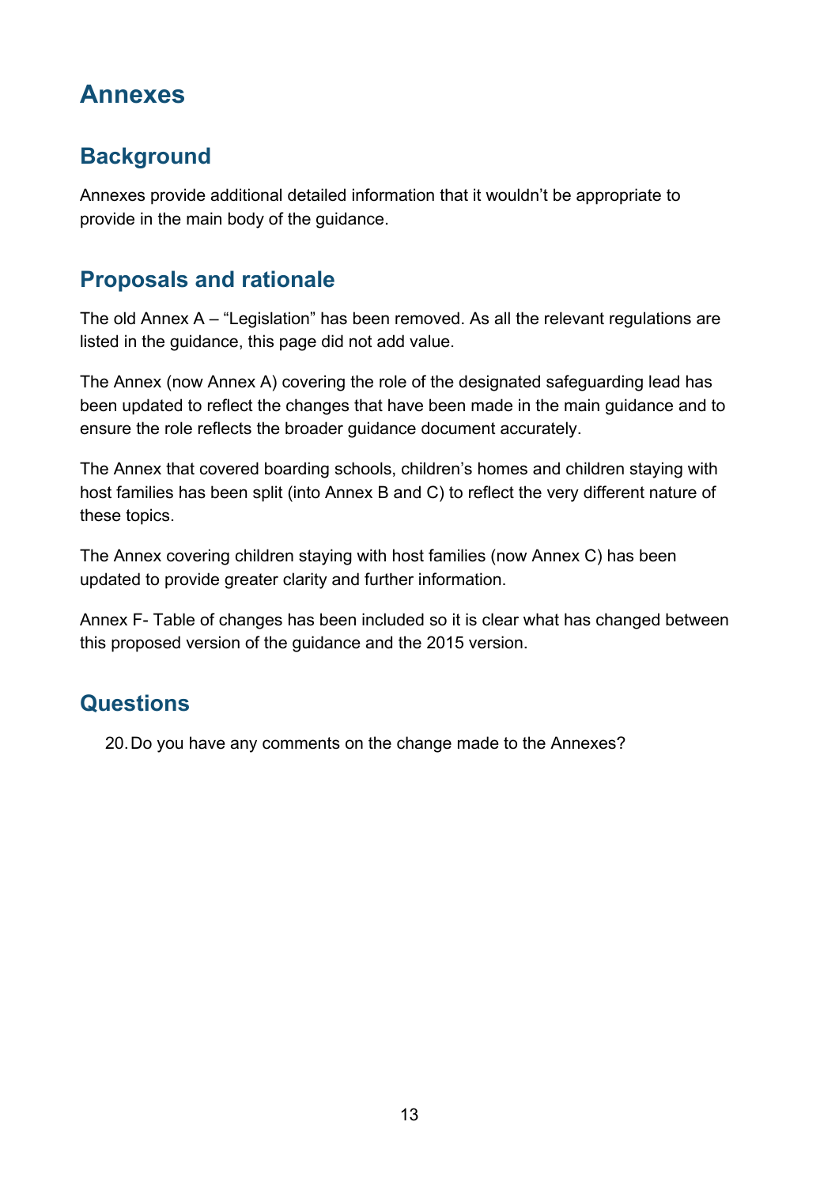# Annexes

## Background

Annexes provide additional detailed information that it wouldn't be appropriate to provide in the main body of the guidance.

## Proposals and rationale

The old Annex A – "Legislation" has been removed. As all the relevant regulations are listed in the guidance, this page did not add value.

The Annex (now Annex A) covering the role of the designated safeguarding lead has been updated to reflect the changes that have been made in the main guidance and to ensure the role reflects the broader guidance document accurately.

The Annex that covered boarding schools, children's homes and children staying with host families has been split (into Annex B and C) to reflect the very different nature of these topics.

The Annex covering children staying with host families (now Annex C) has been updated to provide greater clarity and further information.

Annex F- Table of changes has been included so it is clear what has changed between this proposed version of the guidance and the 2015 version.

## Questions

20. Do you have any comments on the change made to the Annexes?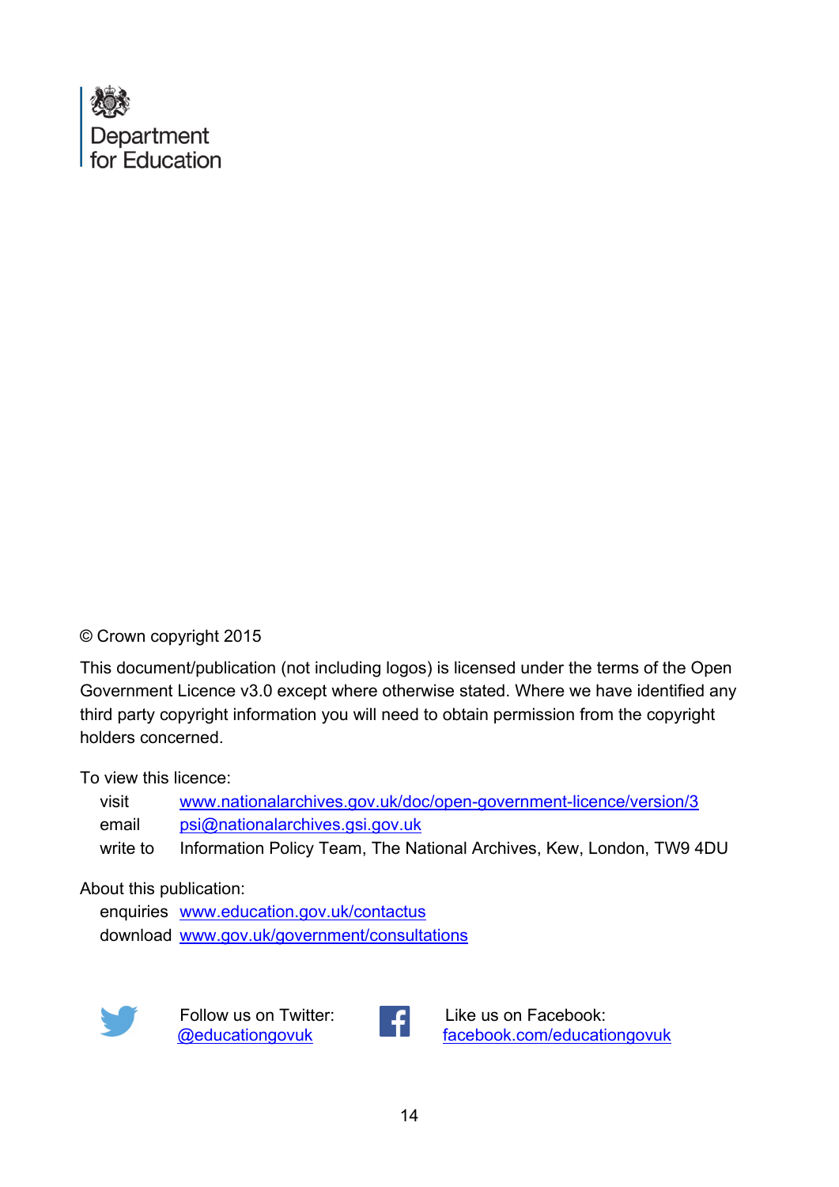Department for Education

© Crown copyright 2015

This document/publication (not including logos) is licensed under the terms of the Open Government Licence v3.0 except where otherwise stated. Where we have identified any third party copyright information you will need to obtain permission from the copyright holders concerned.

To view this licence:

visit [www.nationalarchives.gov.uk/doc/open-government-licence/version/3](http://www.nationalarchives.gov.uk/doc/open-government-licence/version/3)
email [psi@nationalarchives.gsi.gov.uk](mailto:psi@nationalarchives.gsi.gov.uk)
write to Information Policy Team, The National Archives, Kew, London, TW9 4DU

About this publication:

enquiries [www.education.gov.uk/contactus](http://www.education.gov.uk/contactus)
download [www.gov.uk/government/consultations](http://www.gov.uk/government/consultations)

Follow us on Twitter: [@educationgovuk](http://twitter.com/educationgovuk)

Like us on Facebook: [facebook.com/educationgovuk](http://www.facebook.com/educationgovuk)